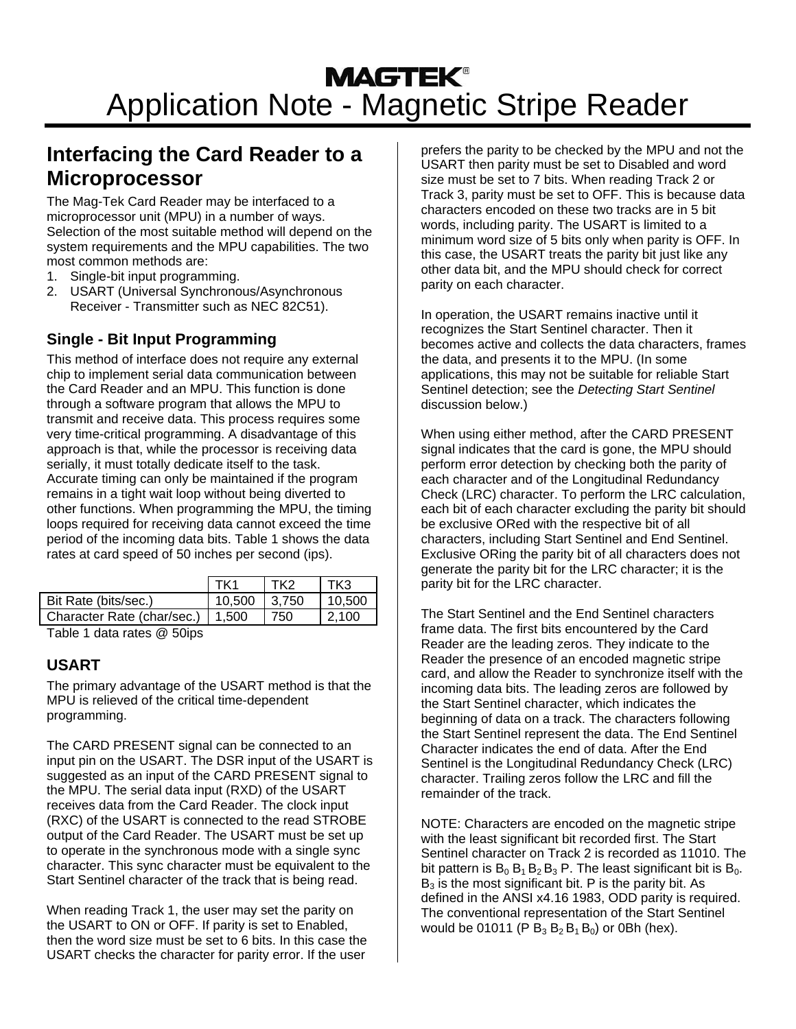MAGTEK®

# Application Note - Magnetic Stripe Reader

## Interfacing the Card Reader to a Microprocessor

The Mag-Tek Card Reader may be interfaced to a microprocessor unit (MPU) in a number of ways. Selection of the most suitable method will depend on the system requirements and the MPU capabilities. The two most common methods are:

1. Single-bit input programming.
2. USART (Universal Synchronous/Asynchronous Receiver - Transmitter such as NEC 82C51).

### Single - Bit Input Programming

This method of interface does not require any external chip to implement serial data communication between the Card Reader and an MPU. This function is done through a software program that allows the MPU to transmit and receive data. This process requires some very time-critical programming. A disadvantage of this approach is that, while the processor is receiving data serially, it must totally dedicate itself to the task. Accurate timing can only be maintained if the program remains in a tight wait loop without being diverted to other functions. When programming the MPU, the timing loops required for receiving data cannot exceed the time period of the incoming data bits. Table 1 shows the data rates at card speed of 50 inches per second (ips).

| | TK1 | TK2 | TK3 |
|---|---|---|---|
| Bit Rate (bits/sec.) | 10,500 | 3,750 | 10,500 |
| Character Rate (char/sec.) | 1,500 | 750 | 2,100 |

Table 1 data rates @ 50ips

### USART

The primary advantage of the USART method is that the MPU is relieved of the critical time-dependent programming.

The CARD PRESENT signal can be connected to an input pin on the USART. The DSR input of the USART is suggested as an input of the CARD PRESENT signal to the MPU. The serial data input (RXD) of the USART receives data from the Card Reader. The clock input (RXC) of the USART is connected to the read STROBE output of the Card Reader. The USART must be set up to operate in the synchronous mode with a single sync character. This sync character must be equivalent to the Start Sentinel character of the track that is being read.

When reading Track 1, the user may set the parity on the USART to ON or OFF. If parity is set to Enabled, then the word size must be set to 6 bits. In this case the USART checks the character for parity error. If the user prefers the parity to be checked by the MPU and not the USART then parity must be set to Disabled and word size must be set to 7 bits. When reading Track 2 or Track 3, parity must be set to OFF. This is because data characters encoded on these two tracks are in 5 bit words, including parity. The USART is limited to a minimum word size of 5 bits only when parity is OFF. In this case, the USART treats the parity bit just like any other data bit, and the MPU should check for correct parity on each character.

In operation, the USART remains inactive until it recognizes the Start Sentinel character. Then it becomes active and collects the data characters, frames the data, and presents it to the MPU. (In some applications, this may not be suitable for reliable Start Sentinel detection; see the *Detecting Start Sentinel* discussion below.)

When using either method, after the CARD PRESENT signal indicates that the card is gone, the MPU should perform error detection by checking both the parity of each character and of the Longitudinal Redundancy Check (LRC) character. To perform the LRC calculation, each bit of each character excluding the parity bit should be exclusive ORed with the respective bit of all characters, including Start Sentinel and End Sentinel. Exclusive ORing the parity bit of all characters does not generate the parity bit for the LRC character; it is the parity bit for the LRC character.

The Start Sentinel and the End Sentinel characters frame data. The first bits encountered by the Card Reader are the leading zeros. They indicate to the Reader the presence of an encoded magnetic stripe card, and allow the Reader to synchronize itself with the incoming data bits. The leading zeros are followed by the Start Sentinel character, which indicates the beginning of data on a track. The characters following the Start Sentinel represent the data. The End Sentinel Character indicates the end of data. After the End Sentinel is the Longitudinal Redundancy Check (LRC) character. Trailing zeros follow the LRC and fill the remainder of the track.

NOTE: Characters are encoded on the magnetic stripe with the least significant bit recorded first. The Start Sentinel character on Track 2 is recorded as 11010. The bit pattern is $B_0$ $B_1$ $B_2$ $B_3$ P. The least significant bit is $B_0$. $B_3$ is the most significant bit. P is the parity bit. As defined in the ANSI x4.16 1983, ODD parity is required. The conventional representation of the Start Sentinel would be 01011 (P $B_3$ $B_2$ $B_1$ $B_0$) or 0Bh (hex).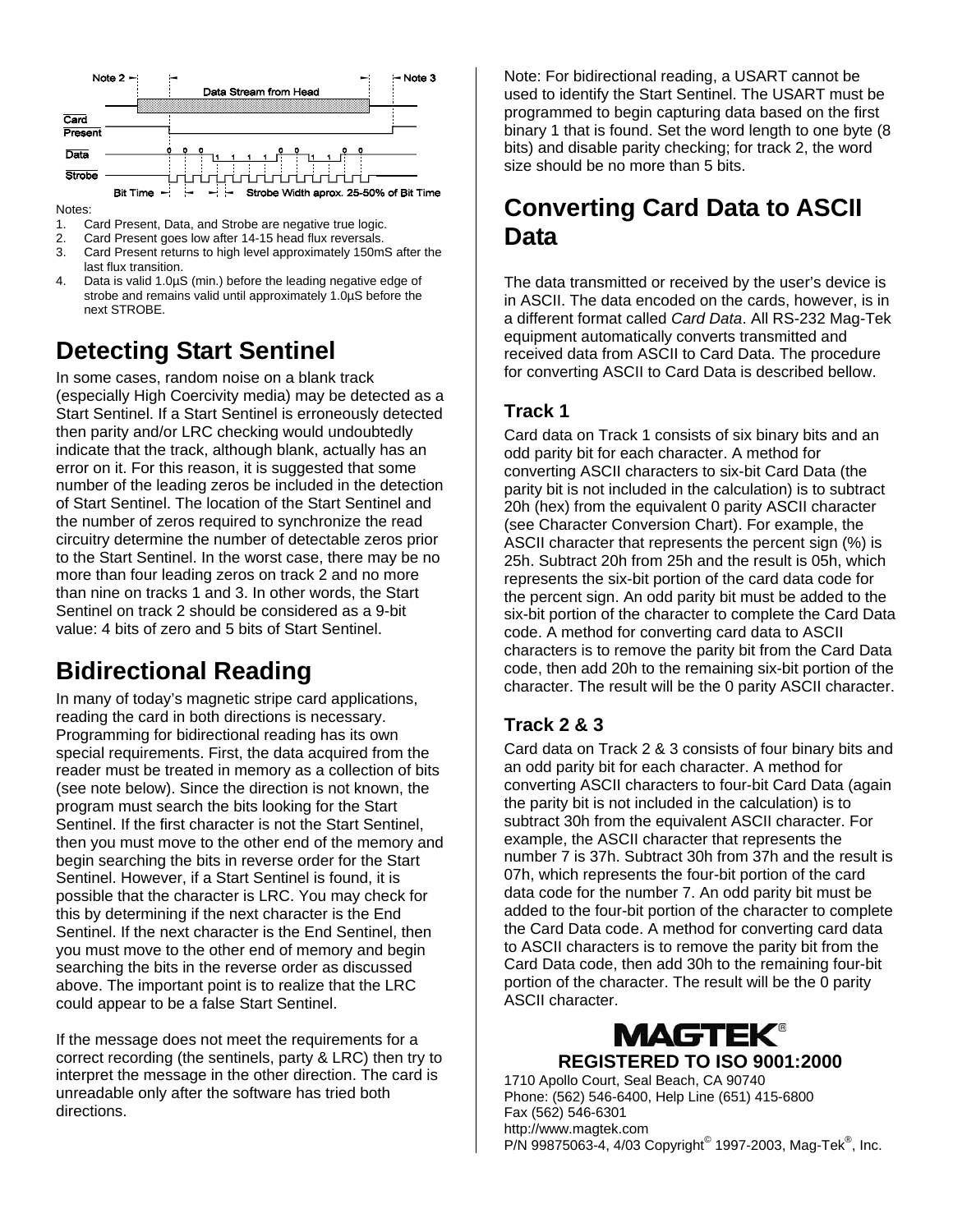Note 2

Note 3

Data Stream from Head

Card Present

Data

Strobe

0 0 0 1 1 1 1 0 0 1 1 0 0

Bit Time

Strobe Width aprox. 25-50% of Bit Time

Notes:

1. Card Present, Data, and Strobe are negative true logic.
2. Card Present goes low after 14-15 head flux reversals.
3. Card Present returns to high level approximately 150mS after the last flux transition.
4. Data is valid 1.0µS (min.) before the leading negative edge of strobe and remains valid until approximately 1.0µS before the next STROBE.

## Detecting Start Sentinel

In some cases, random noise on a blank track (especially High Coercivity media) may be detected as a Start Sentinel. If a Start Sentinel is erroneously detected then parity and/or LRC checking would undoubtedly indicate that the track, although blank, actually has an error on it. For this reason, it is suggested that some number of the leading zeros be included in the detection of Start Sentinel. The location of the Start Sentinel and the number of zeros required to synchronize the read circuitry determine the number of detectable zeros prior to the Start Sentinel. In the worst case, there may be no more than four leading zeros on track 2 and no more than nine on tracks 1 and 3. In other words, the Start Sentinel on track 2 should be considered as a 9-bit value: 4 bits of zero and 5 bits of Start Sentinel.

## Bidirectional Reading

In many of today's magnetic stripe card applications, reading the card in both directions is necessary. Programming for bidirectional reading has its own special requirements. First, the data acquired from the reader must be treated in memory as a collection of bits (see note below). Since the direction is not known, the program must search the bits looking for the Start Sentinel. If the first character is not the Start Sentinel, then you must move to the other end of the memory and begin searching the bits in reverse order for the Start Sentinel. However, if a Start Sentinel is found, it is possible that the character is LRC. You may check for this by determining if the next character is the End Sentinel. If the next character is the End Sentinel, then you must move to the other end of memory and begin searching the bits in the reverse order as discussed above. The important point is to realize that the LRC could appear to be a false Start Sentinel.

If the message does not meet the requirements for a correct recording (the sentinels, party & LRC) then try to interpret the message in the other direction. The card is unreadable only after the software has tried both directions.

Note: For bidirectional reading, a USART cannot be used to identify the Start Sentinel. The USART must be programmed to begin capturing data based on the first binary 1 that is found. Set the word length to one byte (8 bits) and disable parity checking; for track 2, the word size should be no more than 5 bits.

## Converting Card Data to ASCII Data

The data transmitted or received by the user's device is in ASCII. The data encoded on the cards, however, is in a different format called *Card Data*. All RS-232 Mag-Tek equipment automatically converts transmitted and received data from ASCII to Card Data. The procedure for converting ASCII to Card Data is described bellow.

### Track 1

Card data on Track 1 consists of six binary bits and an odd parity bit for each character. A method for converting ASCII characters to six-bit Card Data (the parity bit is not included in the calculation) is to subtract 20h (hex) from the equivalent 0 parity ASCII character (see Character Conversion Chart). For example, the ASCII character that represents the percent sign (%) is 25h. Subtract 20h from 25h and the result is 05h, which represents the six-bit portion of the card data code for the percent sign. An odd parity bit must be added to the six-bit portion of the character to complete the Card Data code. A method for converting card data to ASCII characters is to remove the parity bit from the Card Data code, then add 20h to the remaining six-bit portion of the character. The result will be the 0 parity ASCII character.

### Track 2 & 3

Card data on Track 2 & 3 consists of four binary bits and an odd parity bit for each character. A method for converting ASCII characters to four-bit Card Data (again the parity bit is not included in the calculation) is to subtract 30h from the equivalent ASCII character. For example, the ASCII character that represents the number 7 is 37h. Subtract 30h from 37h and the result is 07h, which represents the four-bit portion of the card data code for the number 7. An odd parity bit must be added to the four-bit portion of the character to complete the Card Data code. A method for converting card data to ASCII characters is to remove the parity bit from the Card Data code, then add 30h to the remaining four-bit portion of the character. The result will be the 0 parity ASCII character.

**MAGTEK®**

**REGISTERED TO ISO 9001:2000**

1710 Apollo Court, Seal Beach, CA 90740
Phone: (562) 546-6400, Help Line (651) 415-6800
Fax (562) 546-6301
http://www.magtek.com
P/N 99875063-4, 4/03 Copyright© 1997-2003, Mag-Tek®, Inc.